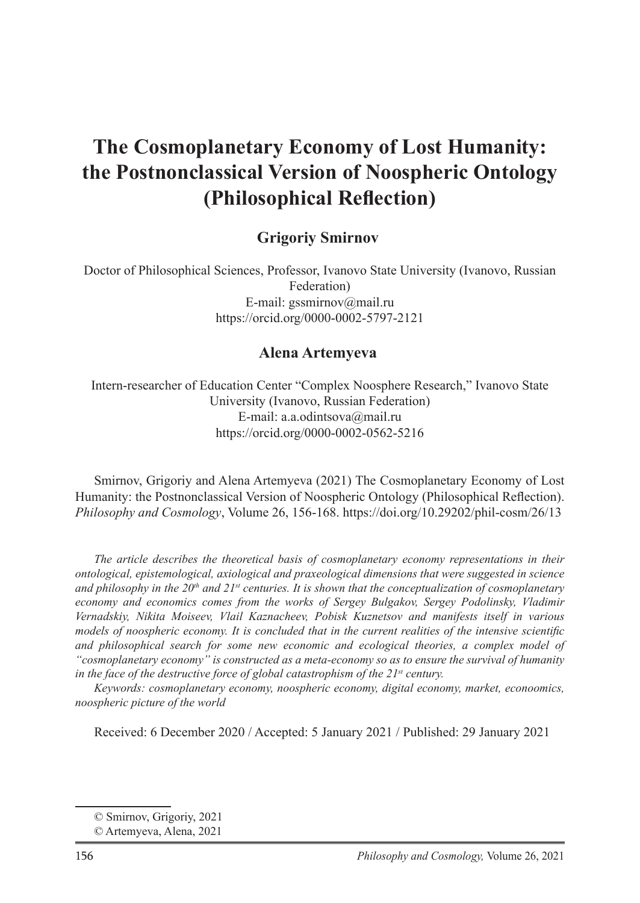# The Cosmoplanetary Economy of Lost Humanity: the Postnonclassical Version of Noospheric Ontology (Philosophical Reflection)

## Grigoriy Smirnov

Doctor of Philosophical Sciences, Professor, Ivanovo State University (Ivanovo, Russian Federation)
E-mail: gssmirnov@mail.ru
https://orcid.org/0000-0002-5797-2121

## Alena Artemyeva

Intern-researcher of Education Center "Complex Noosphere Research," Ivanovo State University (Ivanovo, Russian Federation)
E-mail: a.a.odintsova@mail.ru
https://orcid.org/0000-0002-0562-5216

Smirnov, Grigoriy and Alena Artemyeva (2021) The Cosmoplanetary Economy of Lost Humanity: the Postnonclassical Version of Noospheric Ontology (Philosophical Reflection). *Philosophy and Cosmology*, Volume 26, 156-168. https://doi.org/10.29202/phil-cosm/26/13

*The article describes the theoretical basis of cosmoplanetary economy representations in their ontological, epistemological, axiological and praxeological dimensions that were suggested in science and philosophy in the 20th and 21st centuries. It is shown that the conceptualization of cosmoplanetary economy and economics comes from the works of Sergey Bulgakov, Sergey Podolinsky, Vladimir Vernadskiy, Nikita Moiseev, Vlail Kaznacheev, Pobisk Kuznetsov and manifests itself in various models of noospheric economy. It is concluded that in the current realities of the intensive scientific and philosophical search for some new economic and ecological theories, a complex model of "cosmoplanetary economy" is constructed as a meta-economy so as to ensure the survival of humanity in the face of the destructive force of global catastrophism of the 21st century.*

*Keywords: cosmoplanetary economy, noospheric economy, digital economy, market, econoomics, noospheric picture of the world*

Received: 6 December 2020 / Accepted: 5 January 2021 / Published: 29 January 2021

© Smirnov, Grigoriy, 2021

© Artemyeva, Alena, 2021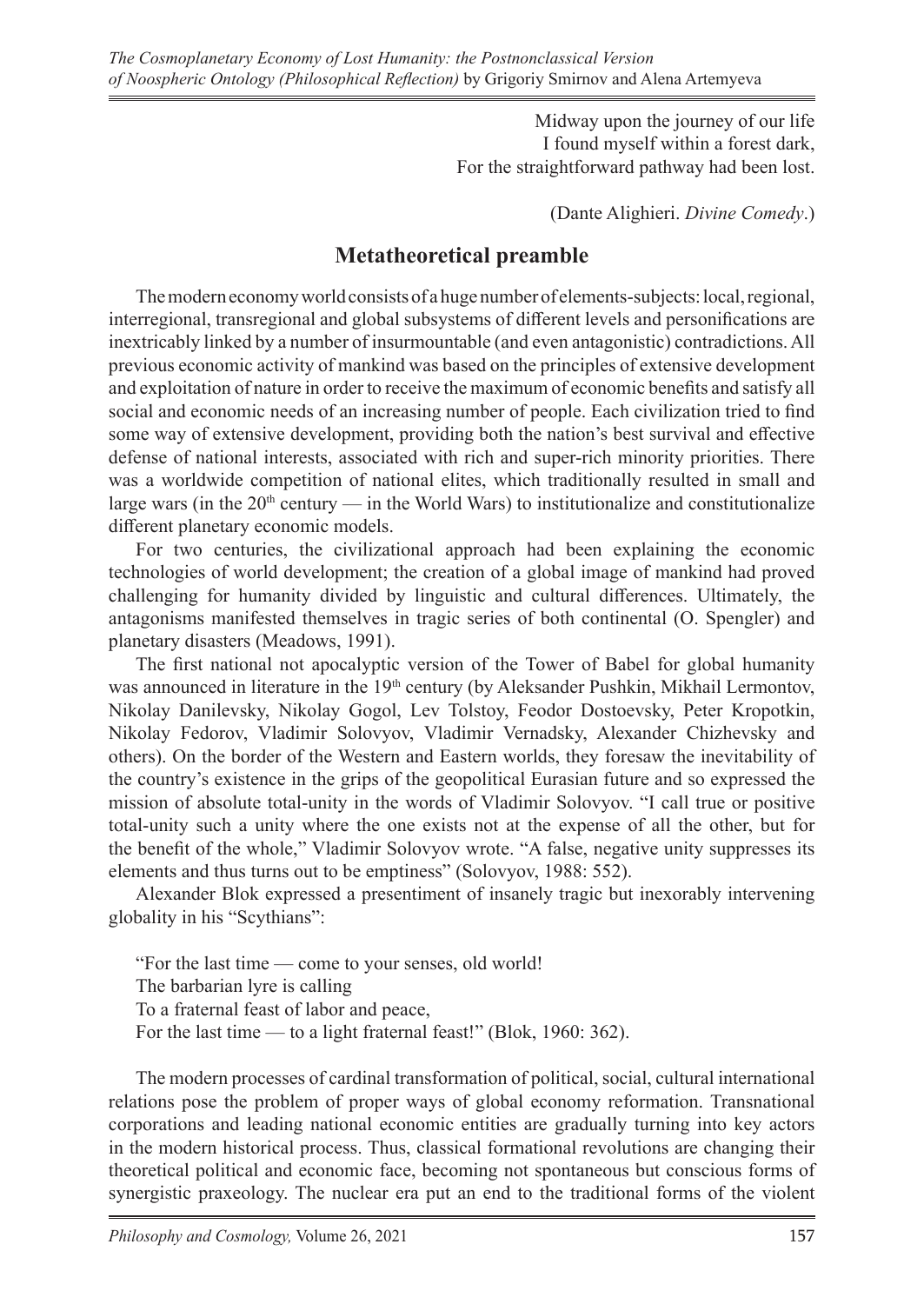Midway upon the journey of our life
I found myself within a forest dark,
For the straightforward pathway had been lost.

(Dante Alighieri. *Divine Comedy*.)

## Metatheoretical preamble

The modern economy world consists of a huge number of elements-subjects: local, regional, interregional, transregional and global subsystems of different levels and personifications are inextricably linked by a number of insurmountable (and even antagonistic) contradictions. All previous economic activity of mankind was based on the principles of extensive development and exploitation of nature in order to receive the maximum of economic benefits and satisfy all social and economic needs of an increasing number of people. Each civilization tried to find some way of extensive development, providing both the nation's best survival and effective defense of national interests, associated with rich and super-rich minority priorities. There was a worldwide competition of national elites, which traditionally resulted in small and large wars (in the 20th century — in the World Wars) to institutionalize and constitutionalize different planetary economic models.

For two centuries, the civilizational approach had been explaining the economic technologies of world development; the creation of a global image of mankind had proved challenging for humanity divided by linguistic and cultural differences. Ultimately, the antagonisms manifested themselves in tragic series of both continental (O. Spengler) and planetary disasters (Meadows, 1991).

The first national not apocalyptic version of the Tower of Babel for global humanity was announced in literature in the 19th century (by Aleksander Pushkin, Mikhail Lermontov, Nikolay Danilevsky, Nikolay Gogol, Lev Tolstoy, Feodor Dostoevsky, Peter Kropotkin, Nikolay Fedorov, Vladimir Solovyov, Vladimir Vernadsky, Alexander Chizhevsky and others). On the border of the Western and Eastern worlds, they foresaw the inevitability of the country's existence in the grips of the geopolitical Eurasian future and so expressed the mission of absolute total-unity in the words of Vladimir Solovyov. "I call true or positive total-unity such a unity where the one exists not at the expense of all the other, but for the benefit of the whole," Vladimir Solovyov wrote. "A false, negative unity suppresses its elements and thus turns out to be emptiness" (Solovyov, 1988: 552).

Alexander Blok expressed a presentiment of insanely tragic but inexorably intervening globality in his "Scythians":

"For the last time — come to your senses, old world!
The barbarian lyre is calling
To a fraternal feast of labor and peace,
For the last time — to a light fraternal feast!" (Blok, 1960: 362).

The modern processes of cardinal transformation of political, social, cultural international relations pose the problem of proper ways of global economy reformation. Transnational corporations and leading national economic entities are gradually turning into key actors in the modern historical process. Thus, classical formational revolutions are changing their theoretical political and economic face, becoming not spontaneous but conscious forms of synergistic praxeology. The nuclear era put an end to the traditional forms of the violent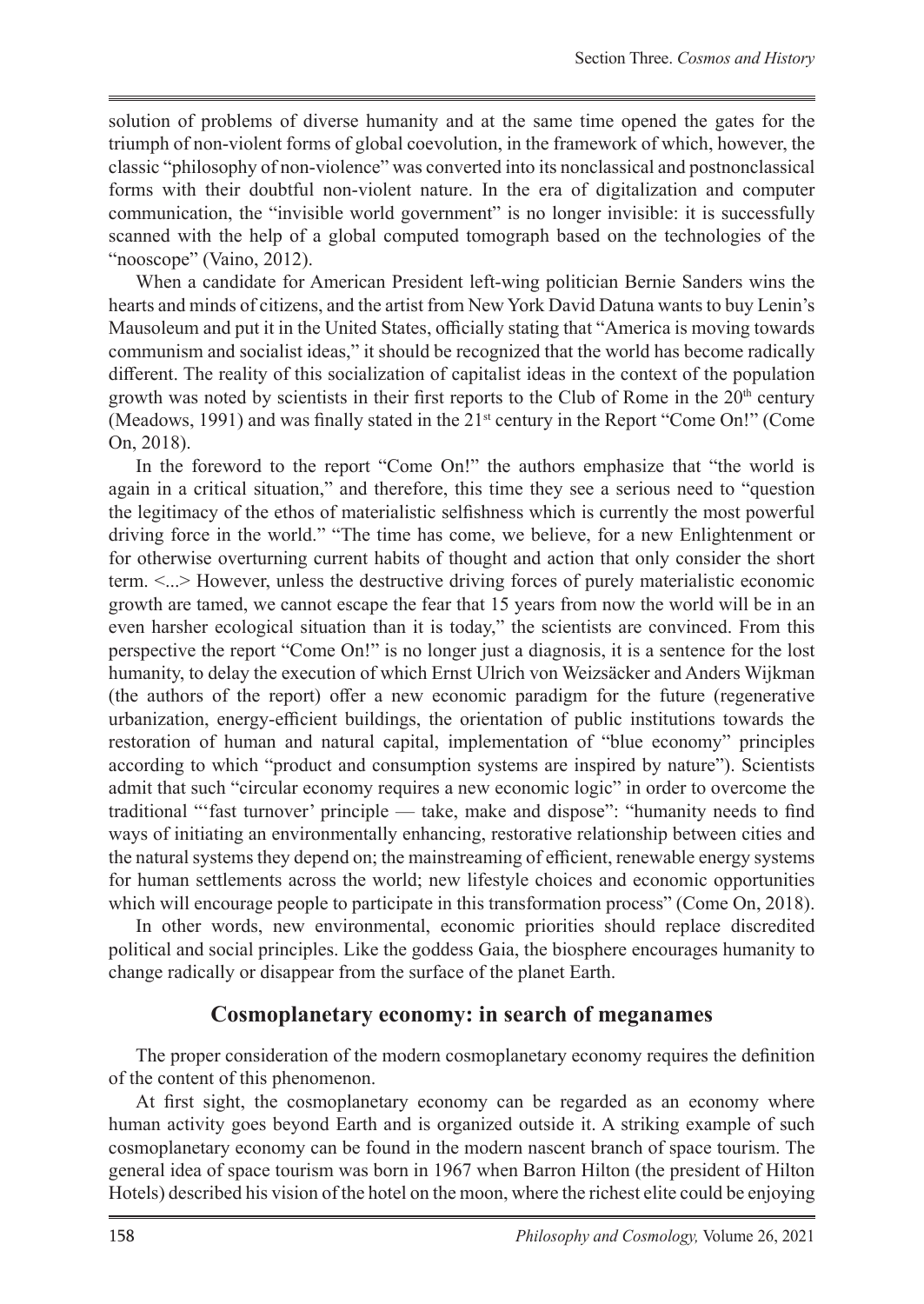solution of problems of diverse humanity and at the same time opened the gates for the triumph of non-violent forms of global coevolution, in the framework of which, however, the classic "philosophy of non-violence" was converted into its nonclassical and postnonclassical forms with their doubtful non-violent nature. In the era of digitalization and computer communication, the "invisible world government" is no longer invisible: it is successfully scanned with the help of a global computed tomograph based on the technologies of the "nooscope" (Vaino, 2012).

When a candidate for American President left-wing politician Bernie Sanders wins the hearts and minds of citizens, and the artist from New York David Datuna wants to buy Lenin's Mausoleum and put it in the United States, officially stating that "America is moving towards communism and socialist ideas," it should be recognized that the world has become radically different. The reality of this socialization of capitalist ideas in the context of the population growth was noted by scientists in their first reports to the Club of Rome in the 20th century (Meadows, 1991) and was finally stated in the 21st century in the Report "Come On!" (Come On, 2018).

In the foreword to the report "Come On!" the authors emphasize that "the world is again in a critical situation," and therefore, this time they see a serious need to "question the legitimacy of the ethos of materialistic selfishness which is currently the most powerful driving force in the world." "The time has come, we believe, for a new Enlightenment or for otherwise overturning current habits of thought and action that only consider the short term. <...> However, unless the destructive driving forces of purely materialistic economic growth are tamed, we cannot escape the fear that 15 years from now the world will be in an even harsher ecological situation than it is today," the scientists are convinced. From this perspective the report "Come On!" is no longer just a diagnosis, it is a sentence for the lost humanity, to delay the execution of which Ernst Ulrich von Weizsäcker and Anders Wijkman (the authors of the report) offer a new economic paradigm for the future (regenerative urbanization, energy-efficient buildings, the orientation of public institutions towards the restoration of human and natural capital, implementation of "blue economy" principles according to which "product and consumption systems are inspired by nature"). Scientists admit that such "circular economy requires a new economic logic" in order to overcome the traditional "'fast turnover' principle — take, make and dispose": "humanity needs to find ways of initiating an environmentally enhancing, restorative relationship between cities and the natural systems they depend on; the mainstreaming of efficient, renewable energy systems for human settlements across the world; new lifestyle choices and economic opportunities which will encourage people to participate in this transformation process" (Come On, 2018).

In other words, new environmental, economic priorities should replace discredited political and social principles. Like the goddess Gaia, the biosphere encourages humanity to change radically or disappear from the surface of the planet Earth.

## Cosmoplanetary economy: in search of meganames

The proper consideration of the modern cosmoplanetary economy requires the definition of the content of this phenomenon.

At first sight, the cosmoplanetary economy can be regarded as an economy where human activity goes beyond Earth and is organized outside it. A striking example of such cosmoplanetary economy can be found in the modern nascent branch of space tourism. The general idea of space tourism was born in 1967 when Barron Hilton (the president of Hilton Hotels) described his vision of the hotel on the moon, where the richest elite could be enjoying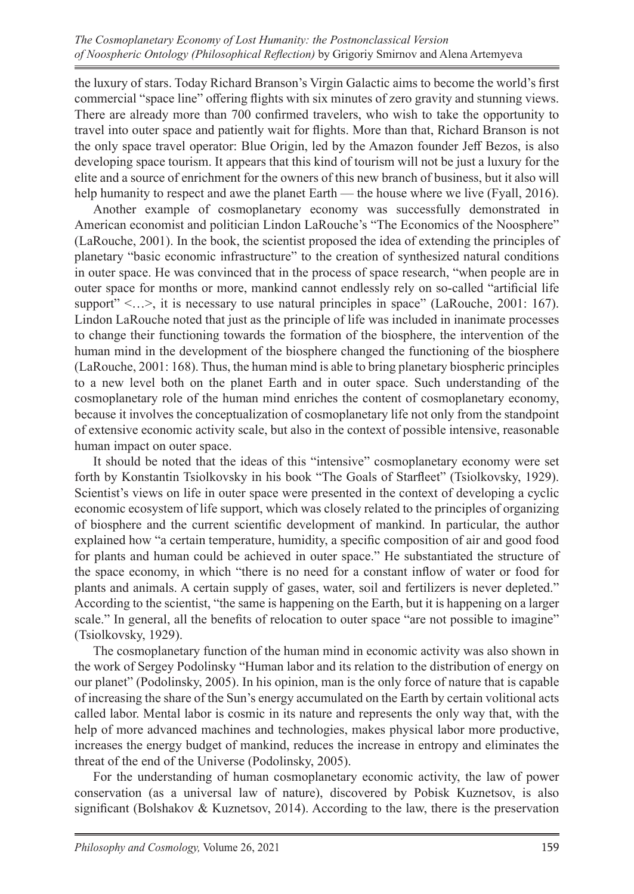the luxury of stars. Today Richard Branson's Virgin Galactic aims to become the world's first commercial "space line" offering flights with six minutes of zero gravity and stunning views. There are already more than 700 confirmed travelers, who wish to take the opportunity to travel into outer space and patiently wait for flights. More than that, Richard Branson is not the only space travel operator: Blue Origin, led by the Amazon founder Jeff Bezos, is also developing space tourism. It appears that this kind of tourism will not be just a luxury for the elite and a source of enrichment for the owners of this new branch of business, but it also will help humanity to respect and awe the planet Earth — the house where we live (Fyall, 2016).

Another example of cosmoplanetary economy was successfully demonstrated in American economist and politician Lindon LaRouche's "The Economics of the Noosphere" (LaRouche, 2001). In the book, the scientist proposed the idea of extending the principles of planetary "basic economic infrastructure" to the creation of synthesized natural conditions in outer space. He was convinced that in the process of space research, "when people are in outer space for months or more, mankind cannot endlessly rely on so-called "artificial life support" <…>, it is necessary to use natural principles in space" (LaRouche, 2001: 167). Lindon LaRouche noted that just as the principle of life was included in inanimate processes to change their functioning towards the formation of the biosphere, the intervention of the human mind in the development of the biosphere changed the functioning of the biosphere (LaRouche, 2001: 168). Thus, the human mind is able to bring planetary biospheric principles to a new level both on the planet Earth and in outer space. Such understanding of the cosmoplanetary role of the human mind enriches the content of cosmoplanetary economy, because it involves the conceptualization of cosmoplanetary life not only from the standpoint of extensive economic activity scale, but also in the context of possible intensive, reasonable human impact on outer space.

It should be noted that the ideas of this "intensive" cosmoplanetary economy were set forth by Konstantin Tsiolkovsky in his book "The Goals of Starfleet" (Tsiolkovsky, 1929). Scientist's views on life in outer space were presented in the context of developing a cyclic economic ecosystem of life support, which was closely related to the principles of organizing of biosphere and the current scientific development of mankind. In particular, the author explained how "a certain temperature, humidity, a specific composition of air and good food for plants and human could be achieved in outer space." He substantiated the structure of the space economy, in which "there is no need for a constant inflow of water or food for plants and animals. A certain supply of gases, water, soil and fertilizers is never depleted." According to the scientist, "the same is happening on the Earth, but it is happening on a larger scale." In general, all the benefits of relocation to outer space "are not possible to imagine" (Tsiolkovsky, 1929).

The cosmoplanetary function of the human mind in economic activity was also shown in the work of Sergey Podolinsky "Human labor and its relation to the distribution of energy on our planet" (Podolinsky, 2005). In his opinion, man is the only force of nature that is capable of increasing the share of the Sun's energy accumulated on the Earth by certain volitional acts called labor. Mental labor is cosmic in its nature and represents the only way that, with the help of more advanced machines and technologies, makes physical labor more productive, increases the energy budget of mankind, reduces the increase in entropy and eliminates the threat of the end of the Universe (Podolinsky, 2005).

For the understanding of human cosmoplanetary economic activity, the law of power conservation (as a universal law of nature), discovered by Pobisk Kuznetsov, is also significant (Bolshakov & Kuznetsov, 2014). According to the law, there is the preservation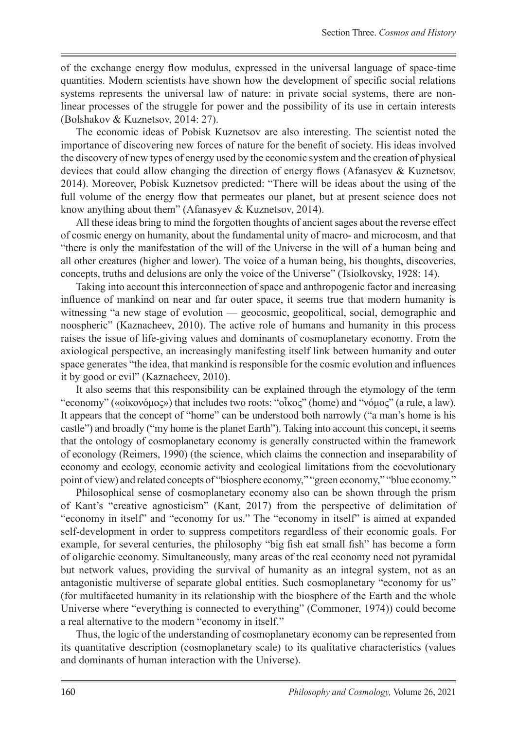of the exchange energy flow modulus, expressed in the universal language of space-time quantities. Modern scientists have shown how the development of specific social relations systems represents the universal law of nature: in private social systems, there are non-linear processes of the struggle for power and the possibility of its use in certain interests (Bolshakov & Kuznetsov, 2014: 27).

The economic ideas of Pobisk Kuznetsov are also interesting. The scientist noted the importance of discovering new forces of nature for the benefit of society. His ideas involved the discovery of new types of energy used by the economic system and the creation of physical devices that could allow changing the direction of energy flows (Afanasyev & Kuznetsov, 2014). Moreover, Pobisk Kuznetsov predicted: "There will be ideas about the using of the full volume of the energy flow that permeates our planet, but at present science does not know anything about them" (Afanasyev & Kuznetsov, 2014).

All these ideas bring to mind the forgotten thoughts of ancient sages about the reverse effect of cosmic energy on humanity, about the fundamental unity of macro- and microcosm, and that "there is only the manifestation of the will of the Universe in the will of a human being and all other creatures (higher and lower). The voice of a human being, his thoughts, discoveries, concepts, truths and delusions are only the voice of the Universe" (Tsiolkovsky, 1928: 14).

Taking into account this interconnection of space and anthropogenic factor and increasing influence of mankind on near and far outer space, it seems true that modern humanity is witnessing "a new stage of evolution — geocosmic, geopolitical, social, demographic and noospheric" (Kaznacheev, 2010). The active role of humans and humanity in this process raises the issue of life-giving values and dominants of cosmoplanetary economy. From the axiological perspective, an increasingly manifesting itself link between humanity and outer space generates "the idea, that mankind is responsible for the cosmic evolution and influences it by good or evil" (Kaznacheev, 2010).

It also seems that this responsibility can be explained through the etymology of the term "economy" («οἰκονόμος») that includes two roots: "οἶκος" (home) and "νόμος" (a rule, a law). It appears that the concept of "home" can be understood both narrowly ("a man's home is his castle") and broadly ("my home is the planet Earth"). Taking into account this concept, it seems that the ontology of cosmoplanetary economy is generally constructed within the framework of econology (Reimers, 1990) (the science, which claims the connection and inseparability of economy and ecology, economic activity and ecological limitations from the coevolutionary point of view) and related concepts of "biosphere economy," "green economy," "blue economy."

Philosophical sense of cosmoplanetary economy also can be shown through the prism of Kant's "creative agnosticism" (Kant, 2017) from the perspective of delimitation of "economy in itself" and "economy for us." The "economy in itself" is aimed at expanded self-development in order to suppress competitors regardless of their economic goals. For example, for several centuries, the philosophy "big fish eat small fish" has become a form of oligarchic economy. Simultaneously, many areas of the real economy need not pyramidal but network values, providing the survival of humanity as an integral system, not as an antagonistic multiverse of separate global entities. Such cosmoplanetary "economy for us" (for multifaceted humanity in its relationship with the biosphere of the Earth and the whole Universe where "everything is connected to everything" (Commoner, 1974)) could become a real alternative to the modern "economy in itself."

Thus, the logic of the understanding of cosmoplanetary economy can be represented from its quantitative description (cosmoplanetary scale) to its qualitative characteristics (values and dominants of human interaction with the Universe).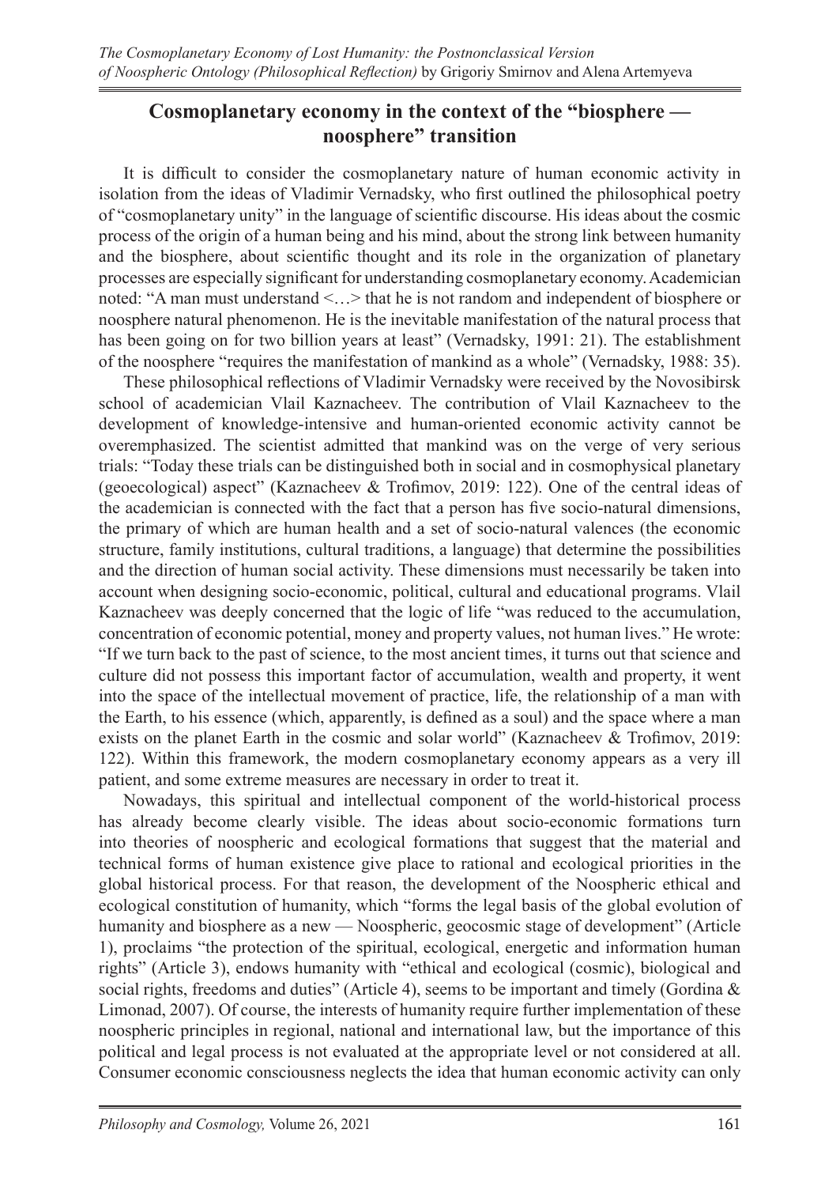## Cosmoplanetary economy in the context of the "biosphere — noosphere" transition

It is difficult to consider the cosmoplanetary nature of human economic activity in isolation from the ideas of Vladimir Vernadsky, who first outlined the philosophical poetry of "cosmoplanetary unity" in the language of scientific discourse. His ideas about the cosmic process of the origin of a human being and his mind, about the strong link between humanity and the biosphere, about scientific thought and its role in the organization of planetary processes are especially significant for understanding cosmoplanetary economy. Academician noted: "A man must understand <…> that he is not random and independent of biosphere or noosphere natural phenomenon. He is the inevitable manifestation of the natural process that has been going on for two billion years at least" (Vernadsky, 1991: 21). The establishment of the noosphere "requires the manifestation of mankind as a whole" (Vernadsky, 1988: 35).

These philosophical reflections of Vladimir Vernadsky were received by the Novosibirsk school of academician Vlail Kaznacheev. The contribution of Vlail Kaznacheev to the development of knowledge-intensive and human-oriented economic activity cannot be overemphasized. The scientist admitted that mankind was on the verge of very serious trials: "Today these trials can be distinguished both in social and in cosmophysical planetary (geoecological) aspect" (Kaznacheev & Trofimov, 2019: 122). One of the central ideas of the academician is connected with the fact that a person has five socio-natural dimensions, the primary of which are human health and a set of socio-natural valences (the economic structure, family institutions, cultural traditions, a language) that determine the possibilities and the direction of human social activity. These dimensions must necessarily be taken into account when designing socio-economic, political, cultural and educational programs. Vlail Kaznacheev was deeply concerned that the logic of life "was reduced to the accumulation, concentration of economic potential, money and property values, not human lives." He wrote: "If we turn back to the past of science, to the most ancient times, it turns out that science and culture did not possess this important factor of accumulation, wealth and property, it went into the space of the intellectual movement of practice, life, the relationship of a man with the Earth, to his essence (which, apparently, is defined as a soul) and the space where a man exists on the planet Earth in the cosmic and solar world" (Kaznacheev & Trofimov, 2019: 122). Within this framework, the modern cosmoplanetary economy appears as a very ill patient, and some extreme measures are necessary in order to treat it.

Nowadays, this spiritual and intellectual component of the world-historical process has already become clearly visible. The ideas about socio-economic formations turn into theories of noospheric and ecological formations that suggest that the material and technical forms of human existence give place to rational and ecological priorities in the global historical process. For that reason, the development of the Noospheric ethical and ecological constitution of humanity, which "forms the legal basis of the global evolution of humanity and biosphere as a new — Noospheric, geocosmic stage of development" (Article 1), proclaims "the protection of the spiritual, ecological, energetic and information human rights" (Article 3), endows humanity with "ethical and ecological (cosmic), biological and social rights, freedoms and duties" (Article 4), seems to be important and timely (Gordina & Limonad, 2007). Of course, the interests of humanity require further implementation of these noospheric principles in regional, national and international law, but the importance of this political and legal process is not evaluated at the appropriate level or not considered at all. Consumer economic consciousness neglects the idea that human economic activity can only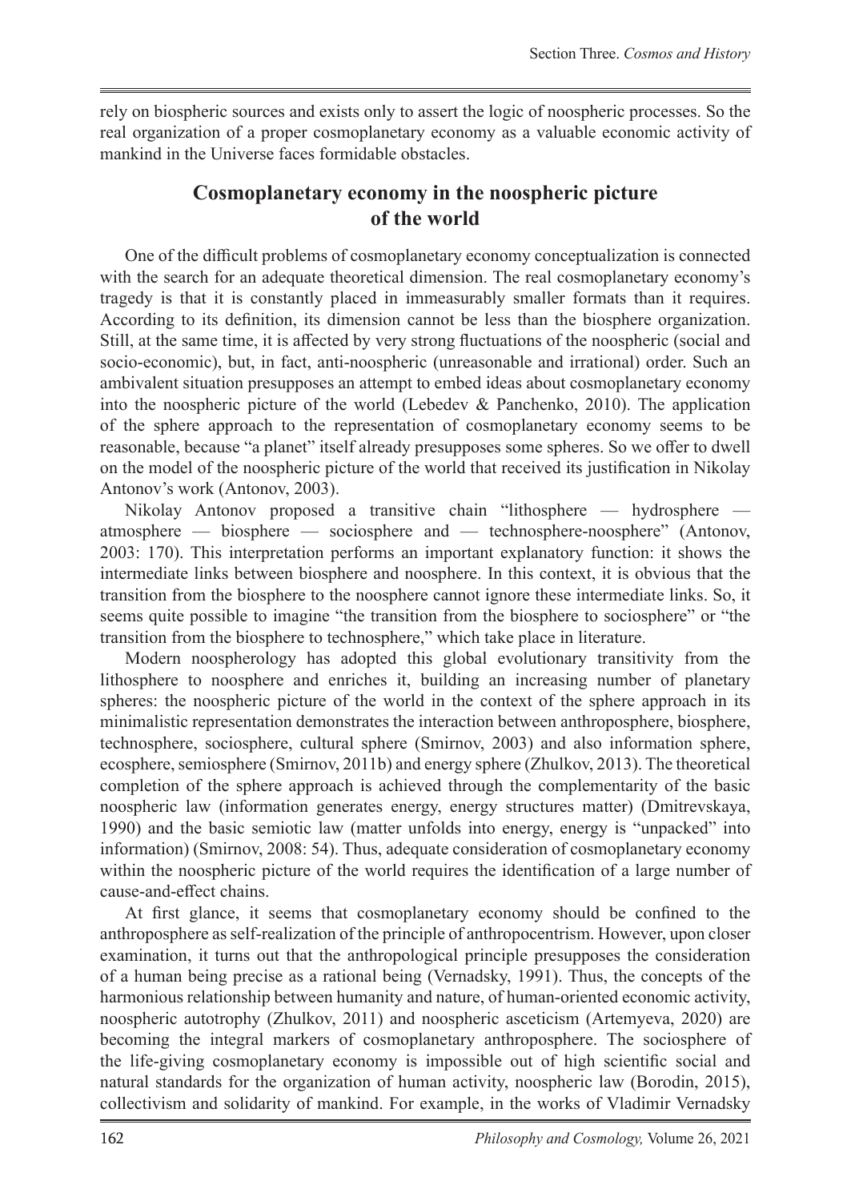rely on biospheric sources and exists only to assert the logic of noospheric processes. So the real organization of a proper cosmoplanetary economy as a valuable economic activity of mankind in the Universe faces formidable obstacles.

## Cosmoplanetary economy in the noospheric picture of the world

One of the difficult problems of cosmoplanetary economy conceptualization is connected with the search for an adequate theoretical dimension. The real cosmoplanetary economy's tragedy is that it is constantly placed in immeasurably smaller formats than it requires. According to its definition, its dimension cannot be less than the biosphere organization. Still, at the same time, it is affected by very strong fluctuations of the noospheric (social and socio-economic), but, in fact, anti-noospheric (unreasonable and irrational) order. Such an ambivalent situation presupposes an attempt to embed ideas about cosmoplanetary economy into the noospheric picture of the world (Lebedev & Panchenko, 2010). The application of the sphere approach to the representation of cosmoplanetary economy seems to be reasonable, because "a planet" itself already presupposes some spheres. So we offer to dwell on the model of the noospheric picture of the world that received its justification in Nikolay Antonov's work (Antonov, 2003).

Nikolay Antonov proposed a transitive chain "lithosphere — hydrosphere — atmosphere — biosphere — sociosphere and — technosphere-noosphere" (Antonov, 2003: 170). This interpretation performs an important explanatory function: it shows the intermediate links between biosphere and noosphere. In this context, it is obvious that the transition from the biosphere to the noosphere cannot ignore these intermediate links. So, it seems quite possible to imagine "the transition from the biosphere to sociosphere" or "the transition from the biosphere to technosphere," which take place in literature.

Modern noospherology has adopted this global evolutionary transitivity from the lithosphere to noosphere and enriches it, building an increasing number of planetary spheres: the noospheric picture of the world in the context of the sphere approach in its minimalistic representation demonstrates the interaction between anthroposphere, biosphere, technosphere, sociosphere, cultural sphere (Smirnov, 2003) and also information sphere, ecosphere, semiosphere (Smirnov, 2011b) and energy sphere (Zhulkov, 2013). The theoretical completion of the sphere approach is achieved through the complementarity of the basic noospheric law (information generates energy, energy structures matter) (Dmitrevskaya, 1990) and the basic semiotic law (matter unfolds into energy, energy is "unpacked" into information) (Smirnov, 2008: 54). Thus, adequate consideration of cosmoplanetary economy within the noospheric picture of the world requires the identification of a large number of cause-and-effect chains.

At first glance, it seems that cosmoplanetary economy should be confined to the anthroposphere as self-realization of the principle of anthropocentrism. However, upon closer examination, it turns out that the anthropological principle presupposes the consideration of a human being precise as a rational being (Vernadsky, 1991). Thus, the concepts of the harmonious relationship between humanity and nature, of human-oriented economic activity, noospheric autotrophy (Zhulkov, 2011) and noospheric asceticism (Artemyeva, 2020) are becoming the integral markers of cosmoplanetary anthroposphere. The sociosphere of the life-giving cosmoplanetary economy is impossible out of high scientific social and natural standards for the organization of human activity, noospheric law (Borodin, 2015), collectivism and solidarity of mankind. For example, in the works of Vladimir Vernadsky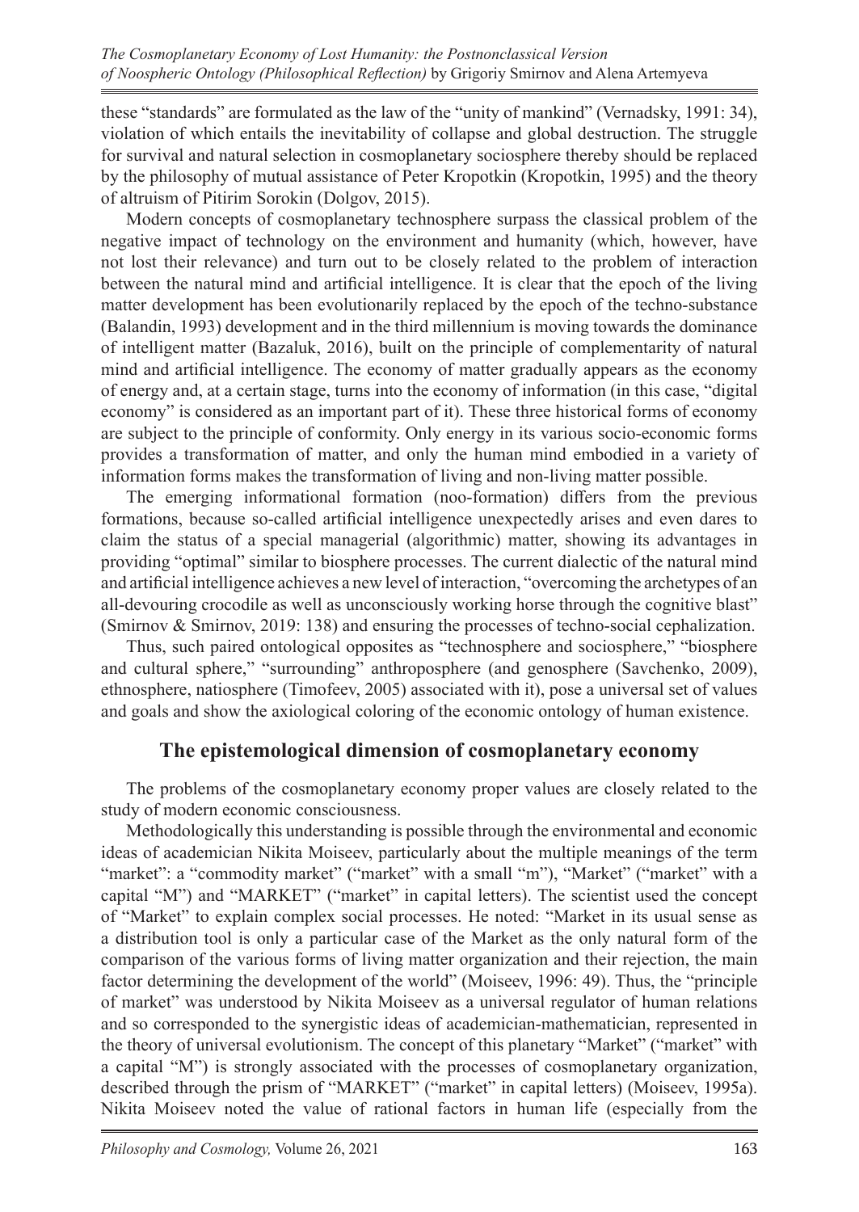these "standards" are formulated as the law of the "unity of mankind" (Vernadsky, 1991: 34), violation of which entails the inevitability of collapse and global destruction. The struggle for survival and natural selection in cosmoplanetary sociosphere thereby should be replaced by the philosophy of mutual assistance of Peter Kropotkin (Kropotkin, 1995) and the theory of altruism of Pitirim Sorokin (Dolgov, 2015).

Modern concepts of cosmoplanetary technosphere surpass the classical problem of the negative impact of technology on the environment and humanity (which, however, have not lost their relevance) and turn out to be closely related to the problem of interaction between the natural mind and artificial intelligence. It is clear that the epoch of the living matter development has been evolutionarily replaced by the epoch of the techno-substance (Balandin, 1993) development and in the third millennium is moving towards the dominance of intelligent matter (Bazaluk, 2016), built on the principle of complementarity of natural mind and artificial intelligence. The economy of matter gradually appears as the economy of energy and, at a certain stage, turns into the economy of information (in this case, "digital economy" is considered as an important part of it). These three historical forms of economy are subject to the principle of conformity. Only energy in its various socio-economic forms provides a transformation of matter, and only the human mind embodied in a variety of information forms makes the transformation of living and non-living matter possible.

The emerging informational formation (noo-formation) differs from the previous formations, because so-called artificial intelligence unexpectedly arises and even dares to claim the status of a special managerial (algorithmic) matter, showing its advantages in providing "optimal" similar to biosphere processes. The current dialectic of the natural mind and artificial intelligence achieves a new level of interaction, "overcoming the archetypes of an all-devouring crocodile as well as unconsciously working horse through the cognitive blast" (Smirnov & Smirnov, 2019: 138) and ensuring the processes of techno-social cephalization.

Thus, such paired ontological opposites as "technosphere and sociosphere," "biosphere and cultural sphere," "surrounding" anthroposphere (and genosphere (Savchenko, 2009), ethnosphere, natiosphere (Timofeev, 2005) associated with it), pose a universal set of values and goals and show the axiological coloring of the economic ontology of human existence.

## The epistemological dimension of cosmoplanetary economy

The problems of the cosmoplanetary economy proper values are closely related to the study of modern economic consciousness.

Methodologically this understanding is possible through the environmental and economic ideas of academician Nikita Moiseev, particularly about the multiple meanings of the term "market": a "commodity market" ("market" with a small "m"), "Market" ("market" with a capital "M") and "MARKET" ("market" in capital letters). The scientist used the concept of "Market" to explain complex social processes. He noted: "Market in its usual sense as a distribution tool is only a particular case of the Market as the only natural form of the comparison of the various forms of living matter organization and their rejection, the main factor determining the development of the world" (Moiseev, 1996: 49). Thus, the "principle of market" was understood by Nikita Moiseev as a universal regulator of human relations and so corresponded to the synergistic ideas of academician-mathematician, represented in the theory of universal evolutionism. The concept of this planetary "Market" ("market" with a capital "M") is strongly associated with the processes of cosmoplanetary organization, described through the prism of "MARKET" ("market" in capital letters) (Moiseev, 1995a). Nikita Moiseev noted the value of rational factors in human life (especially from the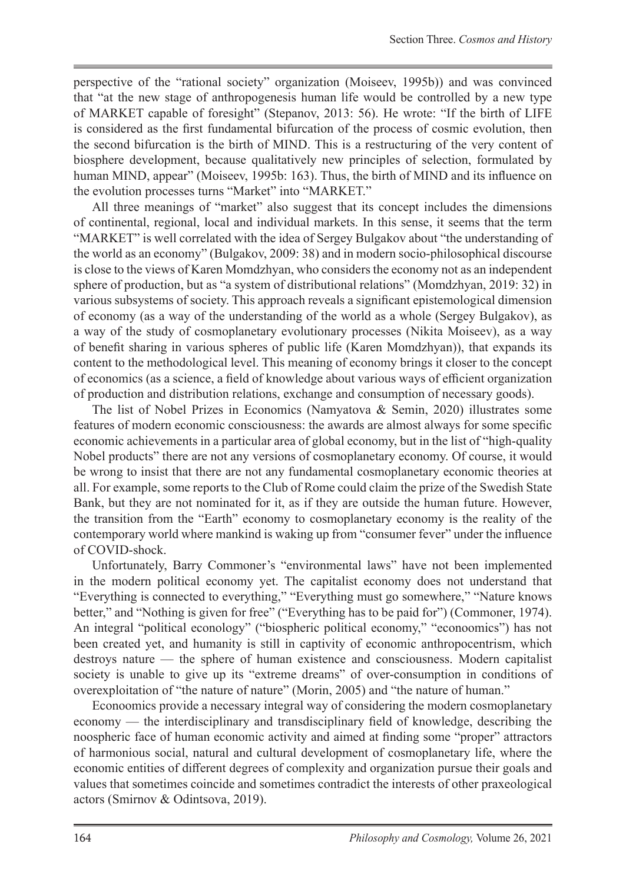perspective of the "rational society" organization (Moiseev, 1995b)) and was convinced that "at the new stage of anthropogenesis human life would be controlled by a new type of MARKET capable of foresight" (Stepanov, 2013: 56). He wrote: "If the birth of LIFE is considered as the first fundamental bifurcation of the process of cosmic evolution, then the second bifurcation is the birth of MIND. This is a restructuring of the very content of biosphere development, because qualitatively new principles of selection, formulated by human MIND, appear" (Moiseev, 1995b: 163). Thus, the birth of MIND and its influence on the evolution processes turns "Market" into "MARKET."

All three meanings of "market" also suggest that its concept includes the dimensions of continental, regional, local and individual markets. In this sense, it seems that the term "MARKET" is well correlated with the idea of Sergey Bulgakov about "the understanding of the world as an economy" (Bulgakov, 2009: 38) and in modern socio-philosophical discourse is close to the views of Karen Momdzhyan, who considers the economy not as an independent sphere of production, but as "a system of distributional relations" (Momdzhyan, 2019: 32) in various subsystems of society. This approach reveals a significant epistemological dimension of economy (as a way of the understanding of the world as a whole (Sergey Bulgakov), as a way of the study of cosmoplanetary evolutionary processes (Nikita Moiseev), as a way of benefit sharing in various spheres of public life (Karen Momdzhyan)), that expands its content to the methodological level. This meaning of economy brings it closer to the concept of economics (as a science, a field of knowledge about various ways of efficient organization of production and distribution relations, exchange and consumption of necessary goods).

The list of Nobel Prizes in Economics (Namyatova & Semin, 2020) illustrates some features of modern economic consciousness: the awards are almost always for some specific economic achievements in a particular area of global economy, but in the list of "high-quality Nobel products" there are not any versions of cosmoplanetary economy. Of course, it would be wrong to insist that there are not any fundamental cosmoplanetary economic theories at all. For example, some reports to the Club of Rome could claim the prize of the Swedish State Bank, but they are not nominated for it, as if they are outside the human future. However, the transition from the "Earth" economy to cosmoplanetary economy is the reality of the contemporary world where mankind is waking up from "consumer fever" under the influence of COVID-shock.

Unfortunately, Barry Commoner's "environmental laws" have not been implemented in the modern political economy yet. The capitalist economy does not understand that "Everything is connected to everything," "Everything must go somewhere," "Nature knows better," and "Nothing is given for free" ("Everything has to be paid for") (Commoner, 1974). An integral "political econology" ("biospheric political economy," "econoomics") has not been created yet, and humanity is still in captivity of economic anthropocentrism, which destroys nature — the sphere of human existence and consciousness. Modern capitalist society is unable to give up its "extreme dreams" of over-consumption in conditions of overexploitation of "the nature of nature" (Morin, 2005) and "the nature of human."

Econoomics provide a necessary integral way of considering the modern cosmoplanetary economy — the interdisciplinary and transdisciplinary field of knowledge, describing the noospheric face of human economic activity and aimed at finding some "proper" attractors of harmonious social, natural and cultural development of cosmoplanetary life, where the economic entities of different degrees of complexity and organization pursue their goals and values that sometimes coincide and sometimes contradict the interests of other praxeological actors (Smirnov & Odintsova, 2019).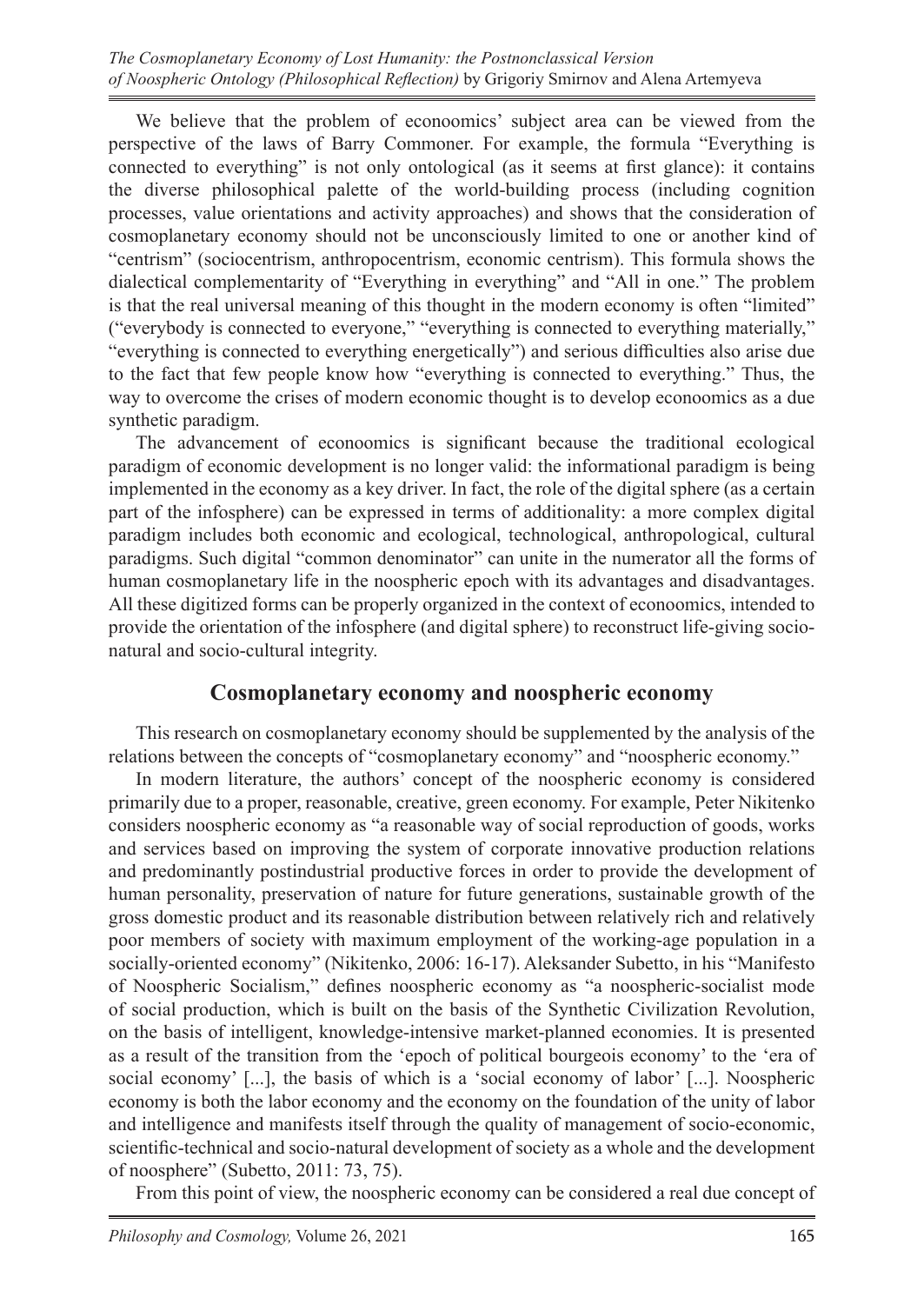We believe that the problem of econoomics' subject area can be viewed from the perspective of the laws of Barry Commoner. For example, the formula "Everything is connected to everything" is not only ontological (as it seems at first glance): it contains the diverse philosophical palette of the world-building process (including cognition processes, value orientations and activity approaches) and shows that the consideration of cosmoplanetary economy should not be unconsciously limited to one or another kind of "centrism" (sociocentrism, anthropocentrism, economic centrism). This formula shows the dialectical complementarity of "Everything in everything" and "All in one." The problem is that the real universal meaning of this thought in the modern economy is often "limited" ("everybody is connected to everyone," "everything is connected to everything materially," "everything is connected to everything energetically") and serious difficulties also arise due to the fact that few people know how "everything is connected to everything." Thus, the way to overcome the crises of modern economic thought is to develop econoomics as a due synthetic paradigm.

The advancement of econoomics is significant because the traditional ecological paradigm of economic development is no longer valid: the informational paradigm is being implemented in the economy as a key driver. In fact, the role of the digital sphere (as a certain part of the infosphere) can be expressed in terms of additionality: a more complex digital paradigm includes both economic and ecological, technological, anthropological, cultural paradigms. Such digital "common denominator" can unite in the numerator all the forms of human cosmoplanetary life in the noospheric epoch with its advantages and disadvantages. All these digitized forms can be properly organized in the context of econoomics, intended to provide the orientation of the infosphere (and digital sphere) to reconstruct life-giving socio-natural and socio-cultural integrity.

## Cosmoplanetary economy and noospheric economy

This research on cosmoplanetary economy should be supplemented by the analysis of the relations between the concepts of "cosmoplanetary economy" and "noospheric economy."

In modern literature, the authors' concept of the noospheric economy is considered primarily due to a proper, reasonable, creative, green economy. For example, Peter Nikitenko considers noospheric economy as "a reasonable way of social reproduction of goods, works and services based on improving the system of corporate innovative production relations and predominantly postindustrial productive forces in order to provide the development of human personality, preservation of nature for future generations, sustainable growth of the gross domestic product and its reasonable distribution between relatively rich and relatively poor members of society with maximum employment of the working-age population in a socially-oriented economy" (Nikitenko, 2006: 16-17). Aleksander Subetto, in his "Manifesto of Noospheric Socialism," defines noospheric economy as "a noospheric-socialist mode of social production, which is built on the basis of the Synthetic Civilization Revolution, on the basis of intelligent, knowledge-intensive market-planned economies. It is presented as a result of the transition from the 'epoch of political bourgeois economy' to the 'era of social economy' [...], the basis of which is a 'social economy of labor' [...]. Noospheric economy is both the labor economy and the economy on the foundation of the unity of labor and intelligence and manifests itself through the quality of management of socio-economic, scientific-technical and socio-natural development of society as a whole and the development of noosphere" (Subetto, 2011: 73, 75).

From this point of view, the noospheric economy can be considered a real due concept of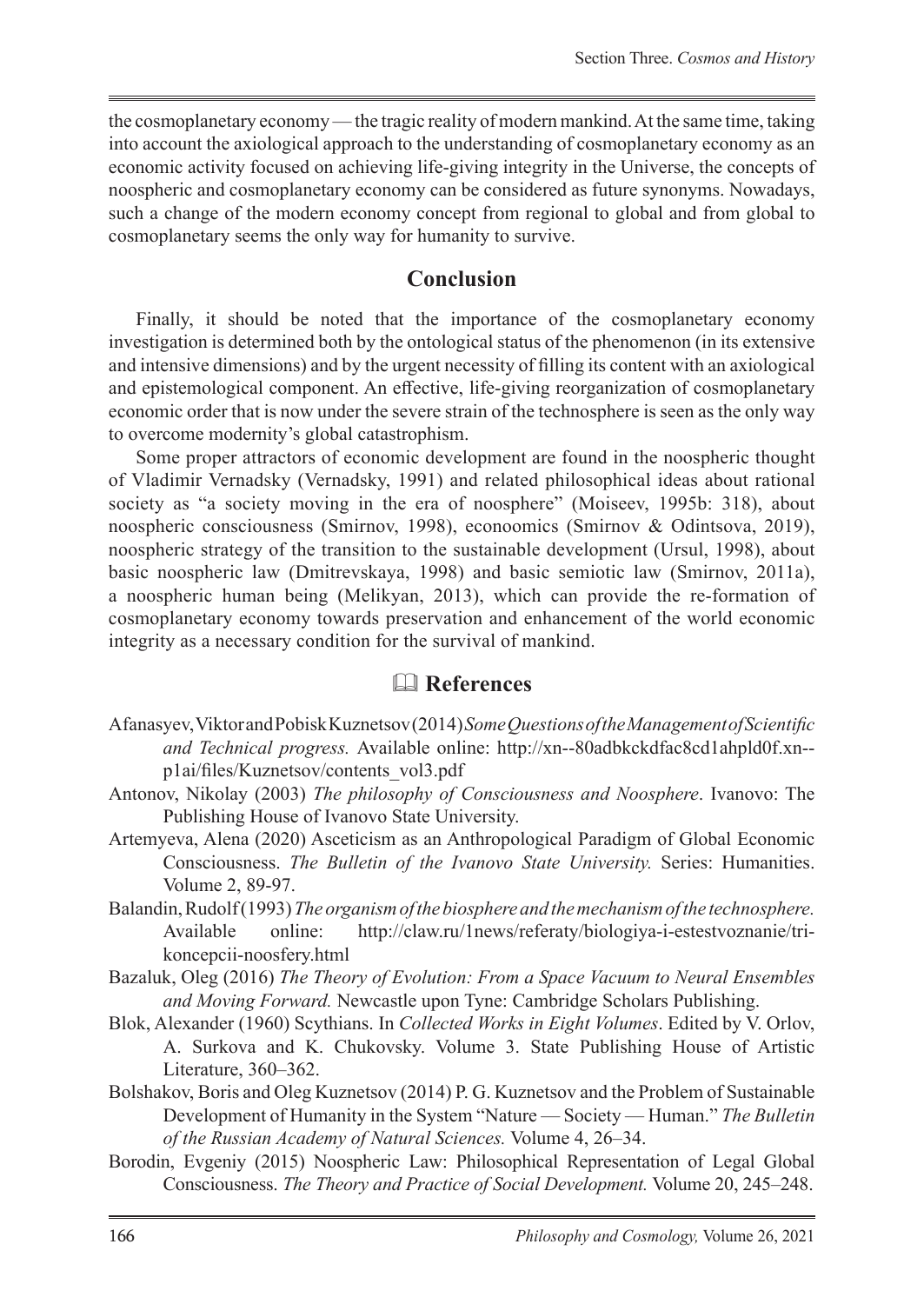the cosmoplanetary economy — the tragic reality of modern mankind. At the same time, taking into account the axiological approach to the understanding of cosmoplanetary economy as an economic activity focused on achieving life-giving integrity in the Universe, the concepts of noospheric and cosmoplanetary economy can be considered as future synonyms. Nowadays, such a change of the modern economy concept from regional to global and from global to cosmoplanetary seems the only way for humanity to survive.

## Conclusion

Finally, it should be noted that the importance of the cosmoplanetary economy investigation is determined both by the ontological status of the phenomenon (in its extensive and intensive dimensions) and by the urgent necessity of filling its content with an axiological and epistemological component. An effective, life-giving reorganization of cosmoplanetary economic order that is now under the severe strain of the technosphere is seen as the only way to overcome modernity's global catastrophism.

Some proper attractors of economic development are found in the noospheric thought of Vladimir Vernadsky (Vernadsky, 1991) and related philosophical ideas about rational society as "a society moving in the era of noosphere" (Moiseev, 1995b: 318), about noospheric consciousness (Smirnov, 1998), econoomics (Smirnov & Odintsova, 2019), noospheric strategy of the transition to the sustainable development (Ursul, 1998), about basic noospheric law (Dmitrevskaya, 1998) and basic semiotic law (Smirnov, 2011a), a noospheric human being (Melikyan, 2013), which can provide the re-formation of cosmoplanetary economy towards preservation and enhancement of the world economic integrity as a necessary condition for the survival of mankind.

## 🕮 References

Afanasyev, Viktor and Pobisk Kuznetsov (2014) *Some Questions of the Management of Scientific and Technical progress.* Available online: http://xn--80adbkckdfac8cd1ahpld0f.xn--p1ai/files/Kuznetsov/contents_vol3.pdf

Antonov, Nikolay (2003) *The philosophy of Consciousness and Noosphere*. Ivanovo: The Publishing House of Ivanovo State University.

Artemyeva, Alena (2020) Asceticism as an Anthropological Paradigm of Global Economic Consciousness. *The Bulletin of the Ivanovo State University.* Series: Humanities. Volume 2, 89-97.

Balandin, Rudolf (1993) *The organism of the biosphere and the mechanism of the technosphere.* Available online: http://claw.ru/1news/referaty/biologiya-i-estestvoznanie/tri-koncepcii-noosfery.html

Bazaluk, Oleg (2016) *The Theory of Evolution: From a Space Vacuum to Neural Ensembles and Moving Forward.* Newcastle upon Tyne: Cambridge Scholars Publishing.

Blok, Alexander (1960) Scythians. In *Collected Works in Eight Volumes*. Edited by V. Orlov, A. Surkova and K. Chukovsky. Volume 3. State Publishing House of Artistic Literature, 360–362.

Bolshakov, Boris and Oleg Kuznetsov (2014) P. G. Kuznetsov and the Problem of Sustainable Development of Humanity in the System "Nature — Society — Human." *The Bulletin of the Russian Academy of Natural Sciences.* Volume 4, 26–34.

Borodin, Evgeniy (2015) Noospheric Law: Philosophical Representation of Legal Global Consciousness. *The Theory and Practice of Social Development.* Volume 20, 245–248.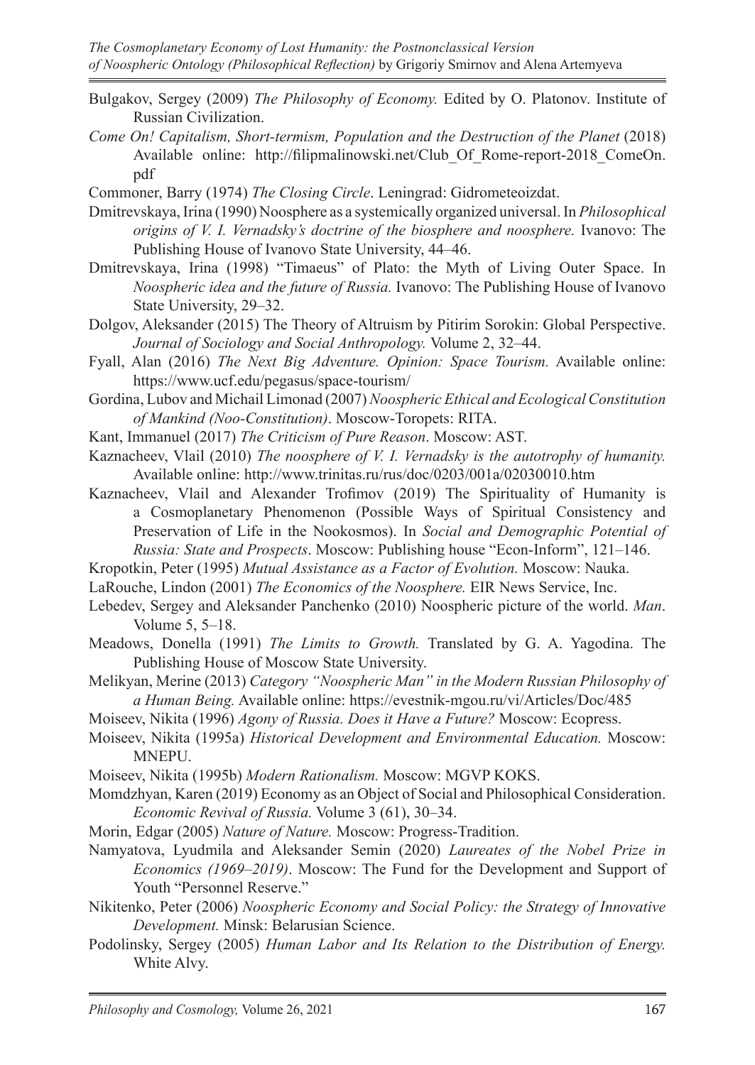Bulgakov, Sergey (2009) *The Philosophy of Economy.* Edited by O. Platonov. Institute of Russian Civilization.

*Come On! Capitalism, Short-termism, Population and the Destruction of the Planet* (2018) Available online: http://filipmalinowski.net/Club_Of_Rome-report-2018_ComeOn.pdf

Commoner, Barry (1974) *The Closing Circle*. Leningrad: Gidrometeoizdat.

Dmitrevskaya, Irina (1990) Noosphere as a systemically organized universal. In *Philosophical origins of V. I. Vernadsky's doctrine of the biosphere and noosphere.* Ivanovo: The Publishing House of Ivanovo State University, 44–46.

Dmitrevskaya, Irina (1998) "Timaeus" of Plato: the Myth of Living Outer Space. In *Noospheric idea and the future of Russia.* Ivanovo: The Publishing House of Ivanovo State University, 29–32.

Dolgov, Aleksander (2015) The Theory of Altruism by Pitirim Sorokin: Global Perspective. *Journal of Sociology and Social Anthropology.* Volume 2, 32–44.

Fyall, Alan (2016) *The Next Big Adventure. Opinion: Space Tourism.* Available online: https://www.ucf.edu/pegasus/space-tourism/

Gordina, Lubov and Michail Limonad (2007) *Noospheric Ethical and Ecological Constitution of Mankind (Noo-Constitution)*. Moscow-Toropets: RITA.

Kant, Immanuel (2017) *The Criticism of Pure Reason*. Moscow: AST.

Kaznacheev, Vlail (2010) *The noosphere of V. I. Vernadsky is the autotrophy of humanity.* Available online: http://www.trinitas.ru/rus/doc/0203/001a/02030010.htm

Kaznacheev, Vlail and Alexander Trofimov (2019) The Spirituality of Humanity is a Cosmoplanetary Phenomenon (Possible Ways of Spiritual Consistency and Preservation of Life in the Nookosmos). In *Social and Demographic Potential of Russia: State and Prospects*. Moscow: Publishing house "Econ-Inform", 121–146.

Kropotkin, Peter (1995) *Mutual Assistance as a Factor of Evolution.* Moscow: Nauka.

LaRouche, Lindon (2001) *The Economics of the Noosphere.* EIR News Service, Inc.

Lebedev, Sergey and Aleksander Panchenko (2010) Noospheric picture of the world. *Man*. Volume 5, 5–18.

Meadows, Donella (1991) *The Limits to Growth.* Translated by G. A. Yagodina. The Publishing House of Moscow State University.

Melikyan, Merine (2013) *Category "Noospheric Man" in the Modern Russian Philosophy of a Human Being.* Available online: https://evestnik-mgou.ru/vi/Articles/Doc/485

Moiseev, Nikita (1996) *Agony of Russia. Does it Have a Future?* Moscow: Ecopress.

Moiseev, Nikita (1995a) *Historical Development and Environmental Education.* Moscow: MNEPU.

Moiseev, Nikita (1995b) *Modern Rationalism.* Moscow: MGVP KOKS.

Momdzhyan, Karen (2019) Economy as an Object of Social and Philosophical Consideration. *Economic Revival of Russia.* Volume 3 (61), 30–34.

Morin, Edgar (2005) *Nature of Nature.* Moscow: Progress-Tradition.

Namyatova, Lyudmila and Aleksander Semin (2020) *Laureates of the Nobel Prize in Economics (1969–2019)*. Moscow: The Fund for the Development and Support of Youth "Personnel Reserve."

Nikitenko, Peter (2006) *Noospheric Economy and Social Policy: the Strategy of Innovative Development.* Minsk: Belarusian Science.

Podolinsky, Sergey (2005) *Human Labor and Its Relation to the Distribution of Energy.* White Alvy.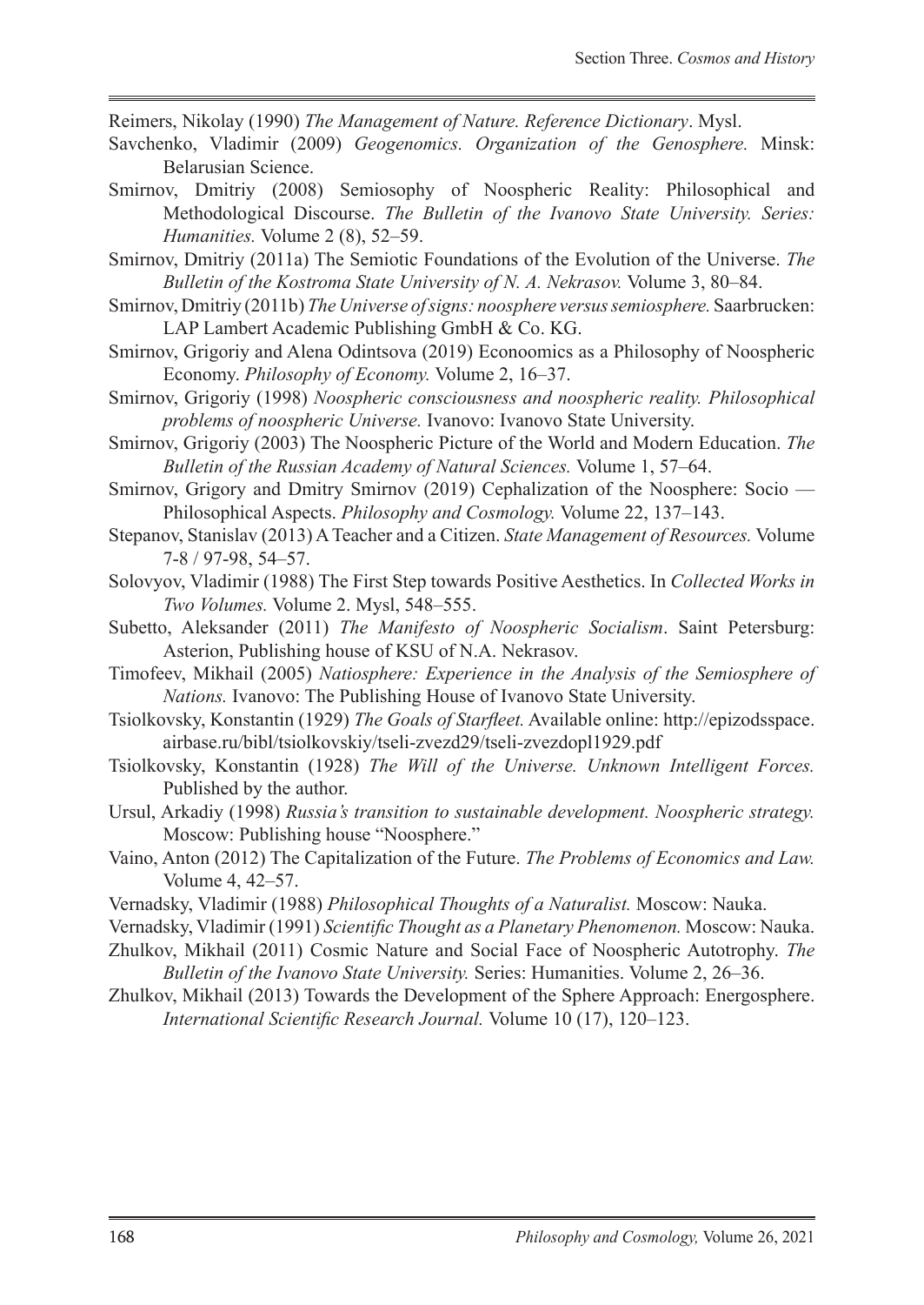Reimers, Nikolay (1990) *The Management of Nature. Reference Dictionary*. Mysl.

Savchenko, Vladimir (2009) *Geogenomics. Organization of the Genosphere.* Minsk: Belarusian Science.

Smirnov, Dmitriy (2008) Semiosophy of Noospheric Reality: Philosophical and Methodological Discourse. *The Bulletin of the Ivanovo State University. Series: Humanities.* Volume 2 (8), 52–59.

Smirnov, Dmitriy (2011a) The Semiotic Foundations of the Evolution of the Universe. *The Bulletin of the Kostroma State University of N. A. Nekrasov.* Volume 3, 80–84.

Smirnov, Dmitriy (2011b) *The Universe of signs: noosphere versus semiosphere.* Saarbrucken: LAP Lambert Academic Publishing GmbH & Co. KG.

Smirnov, Grigoriy and Alena Odintsova (2019) Econoomics as a Philosophy of Noospheric Economy. *Philosophy of Economy.* Volume 2, 16–37.

Smirnov, Grigoriy (1998) *Noospheric consciousness and noospheric reality. Philosophical problems of noospheric Universe.* Ivanovo: Ivanovo State University.

Smirnov, Grigoriy (2003) The Noospheric Picture of the World and Modern Education. *The Bulletin of the Russian Academy of Natural Sciences.* Volume 1, 57–64.

Smirnov, Grigory and Dmitry Smirnov (2019) Cephalization of the Noosphere: Socio — Philosophical Aspects. *Philosophy and Cosmology.* Volume 22, 137–143.

Stepanov, Stanislav (2013) A Teacher and a Citizen. *State Management of Resources.* Volume 7-8 / 97-98, 54–57.

Solovyov, Vladimir (1988) The First Step towards Positive Aesthetics. In *Collected Works in Two Volumes.* Volume 2. Mysl, 548–555.

Subetto, Aleksander (2011) *The Manifesto of Noospheric Socialism*. Saint Petersburg: Asterion, Publishing house of KSU of N.A. Nekrasov.

Timofeev, Mikhail (2005) *Natiosphere: Experience in the Analysis of the Semiosphere of Nations.* Ivanovo: The Publishing House of Ivanovo State University.

Tsiolkovsky, Konstantin (1929) *The Goals of Starfleet.* Available online: http://epizodsspace.airbase.ru/bibl/tsiolkovskiy/tseli-zvezd29/tseli-zvezdopl1929.pdf

Tsiolkovsky, Konstantin (1928) *The Will of the Universe. Unknown Intelligent Forces.* Published by the author.

Ursul, Arkadiy (1998) *Russia's transition to sustainable development. Noospheric strategy.* Moscow: Publishing house "Noosphere."

Vaino, Anton (2012) The Capitalization of the Future. *The Problems of Economics and Law.* Volume 4, 42–57.

Vernadsky, Vladimir (1988) *Philosophical Thoughts of a Naturalist.* Moscow: Nauka.

Vernadsky, Vladimir (1991) *Scientific Thought as a Planetary Phenomenon.* Moscow: Nauka.

Zhulkov, Mikhail (2011) Cosmic Nature and Social Face of Noospheric Autotrophy. *The Bulletin of the Ivanovo State University.* Series: Humanities. Volume 2, 26–36.

Zhulkov, Mikhail (2013) Towards the Development of the Sphere Approach: Energosphere. *International Scientific Research Journal.* Volume 10 (17), 120–123.